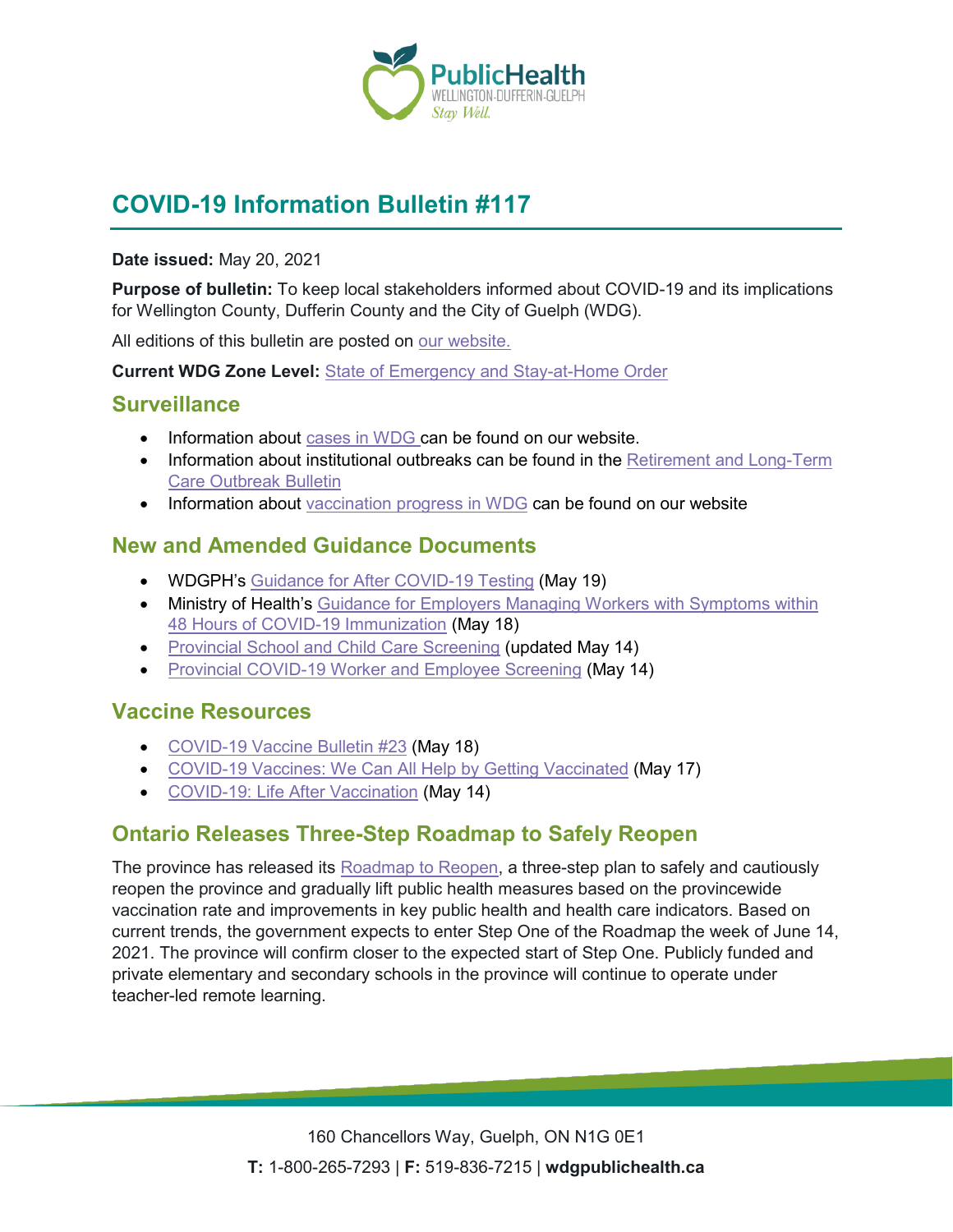# COVID-19 Information Bulletin #117

**Date issued:** May 20, 2021

**Purpose of bulletin:** To keep local stakeholders informed about COVID-19 and its implications for Wellington County, Dufferin County and the City of Guelph (WDG).

All editions of this bulletin are posted on our website.

**Current WDG Zone Level:** State of Emergency and Stay-at-Home Order

## Surveillance

- Information about cases in WDG can be found on our website.
- Information about institutional outbreaks can be found in the Retirement and Long-Term Care Outbreak Bulletin
- Information about vaccination progress in WDG can be found on our website

## New and Amended Guidance Documents

- WDGPH's Guidance for After COVID-19 Testing (May 19)
- Ministry of Health's Guidance for Employers Managing Workers with Symptoms within 48 Hours of COVID-19 Immunization (May 18)
- Provincial School and Child Care Screening (updated May 14)
- Provincial COVID-19 Worker and Employee Screening (May 14)

## Vaccine Resources

- COVID-19 Vaccine Bulletin #23 (May 18)
- COVID-19 Vaccines: We Can All Help by Getting Vaccinated (May 17)
- COVID-19: Life After Vaccination (May 14)

## Ontario Releases Three-Step Roadmap to Safely Reopen

The province has released its Roadmap to Reopen, a three-step plan to safely and cautiously reopen the province and gradually lift public health measures based on the provincewide vaccination rate and improvements in key public health and health care indicators. Based on current trends, the government expects to enter Step One of the Roadmap the week of June 14, 2021. The province will confirm closer to the expected start of Step One. Publicly funded and private elementary and secondary schools in the province will continue to operate under teacher-led remote learning.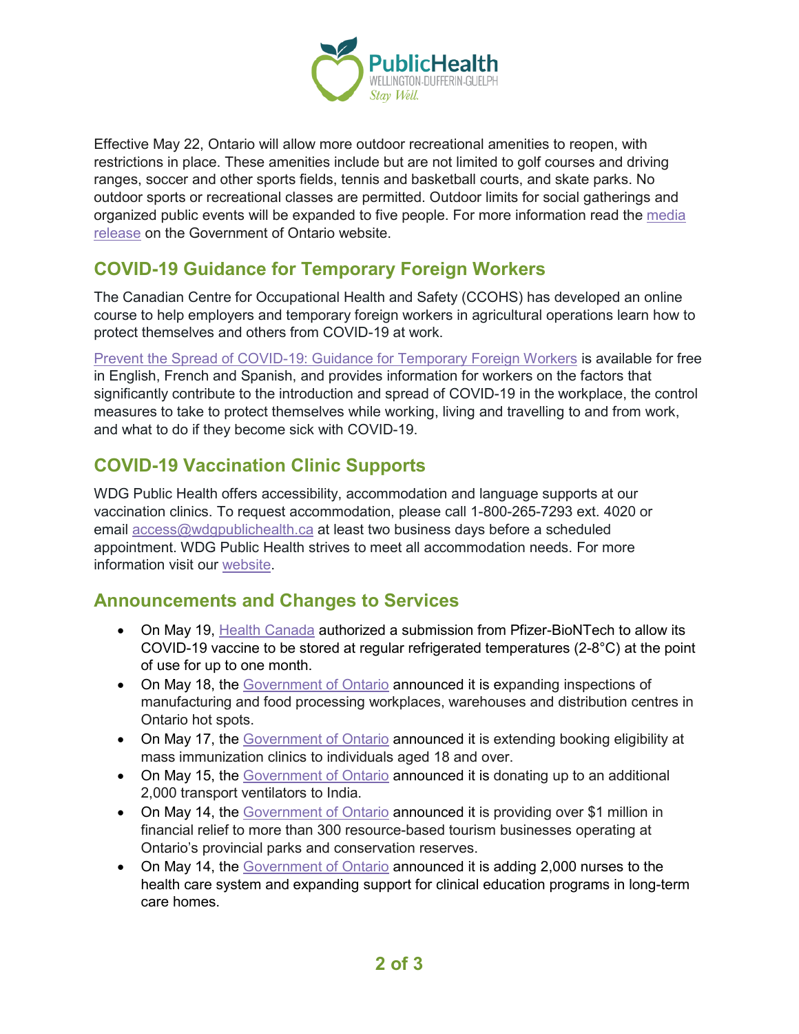Effective May 22, Ontario will allow more outdoor recreational amenities to reopen, with restrictions in place. These amenities include but are not limited to golf courses and driving ranges, soccer and other sports fields, tennis and basketball courts, and skate parks. No outdoor sports or recreational classes are permitted. Outdoor limits for social gatherings and organized public events will be expanded to five people. For more information read the media release on the Government of Ontario website.

## COVID-19 Guidance for Temporary Foreign Workers

The Canadian Centre for Occupational Health and Safety (CCOHS) has developed an online course to help employers and temporary foreign workers in agricultural operations learn how to protect themselves and others from COVID-19 at work.

Prevent the Spread of COVID-19: Guidance for Temporary Foreign Workers is available for free in English, French and Spanish, and provides information for workers on the factors that significantly contribute to the introduction and spread of COVID-19 in the workplace, the control measures to take to protect themselves while working, living and travelling to and from work, and what to do if they become sick with COVID-19.

## COVID-19 Vaccination Clinic Supports

WDG Public Health offers accessibility, accommodation and language supports at our vaccination clinics. To request accommodation, please call 1-800-265-7293 ext. 4020 or email access@wdgpublichealth.ca at least two business days before a scheduled appointment. WDG Public Health strives to meet all accommodation needs. For more information visit our website.

## Announcements and Changes to Services

- On May 19, Health Canada authorized a submission from Pfizer-BioNTech to allow its COVID-19 vaccine to be stored at regular refrigerated temperatures (2-8°C) at the point of use for up to one month.
- On May 18, the Government of Ontario announced it is expanding inspections of manufacturing and food processing workplaces, warehouses and distribution centres in Ontario hot spots.
- On May 17, the Government of Ontario announced it is extending booking eligibility at mass immunization clinics to individuals aged 18 and over.
- On May 15, the Government of Ontario announced it is donating up to an additional 2,000 transport ventilators to India.
- On May 14, the Government of Ontario announced it is providing over $1 million in financial relief to more than 300 resource-based tourism businesses operating at Ontario's provincial parks and conservation reserves.
- On May 14, the Government of Ontario announced it is adding 2,000 nurses to the health care system and expanding support for clinical education programs in long-term care homes.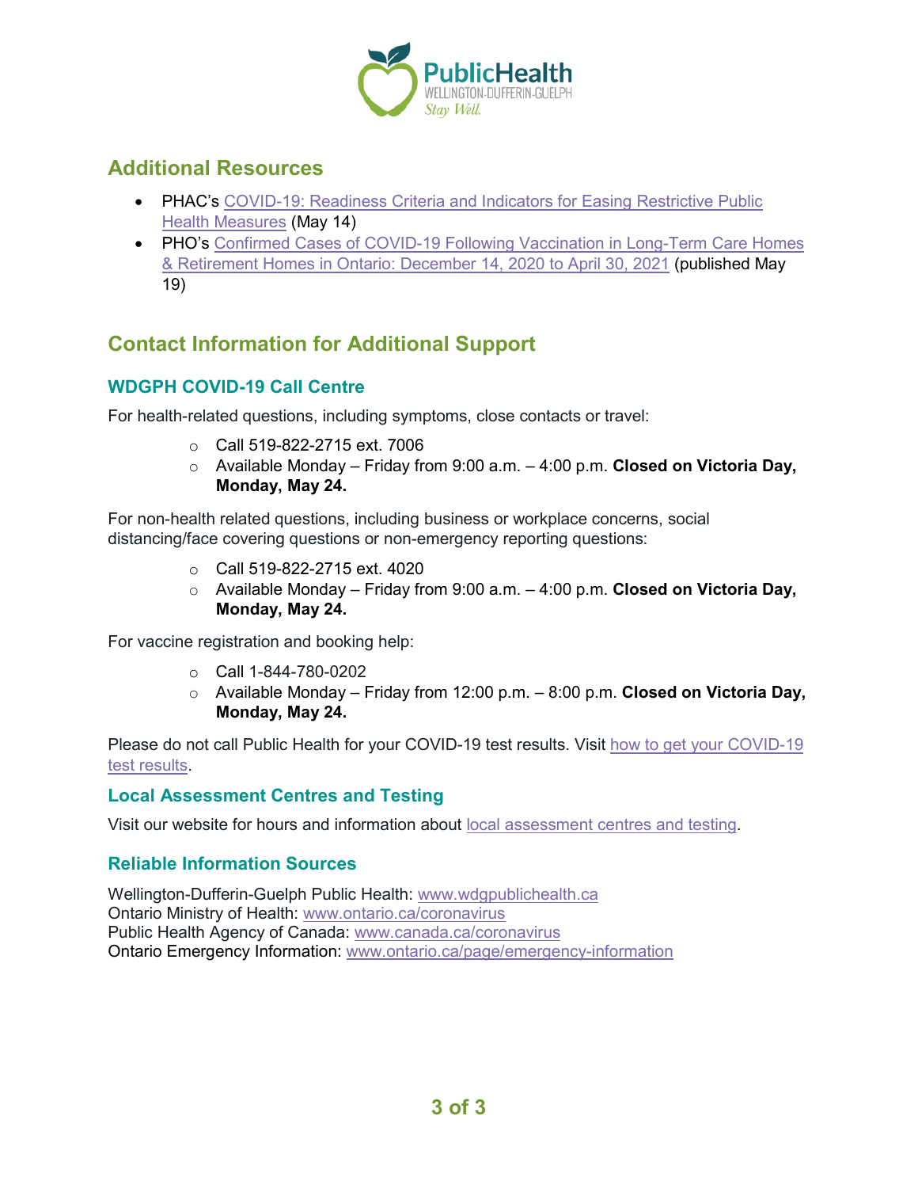## Additional Resources

- PHAC's COVID-19: Readiness Criteria and Indicators for Easing Restrictive Public Health Measures (May 14)
- PHO's Confirmed Cases of COVID-19 Following Vaccination in Long-Term Care Homes & Retirement Homes in Ontario: December 14, 2020 to April 30, 2021 (published May 19)

## Contact Information for Additional Support

### WDGPH COVID-19 Call Centre

For health-related questions, including symptoms, close contacts or travel:

- Call 519-822-2715 ext. 7006
- Available Monday – Friday from 9:00 a.m. – 4:00 p.m. **Closed on Victoria Day, Monday, May 24.**

For non-health related questions, including business or workplace concerns, social distancing/face covering questions or non-emergency reporting questions:

- Call 519-822-2715 ext. 4020
- Available Monday – Friday from 9:00 a.m. – 4:00 p.m. **Closed on Victoria Day, Monday, May 24.**

For vaccine registration and booking help:

- Call 1-844-780-0202
- Available Monday – Friday from 12:00 p.m. – 8:00 p.m. **Closed on Victoria Day, Monday, May 24.**

Please do not call Public Health for your COVID-19 test results. Visit how to get your COVID-19 test results.

### Local Assessment Centres and Testing

Visit our website for hours and information about local assessment centres and testing.

### Reliable Information Sources

Wellington-Dufferin-Guelph Public Health: www.wdgpublichealth.ca
Ontario Ministry of Health: www.ontario.ca/coronavirus
Public Health Agency of Canada: www.canada.ca/coronavirus
Ontario Emergency Information: www.ontario.ca/page/emergency-information